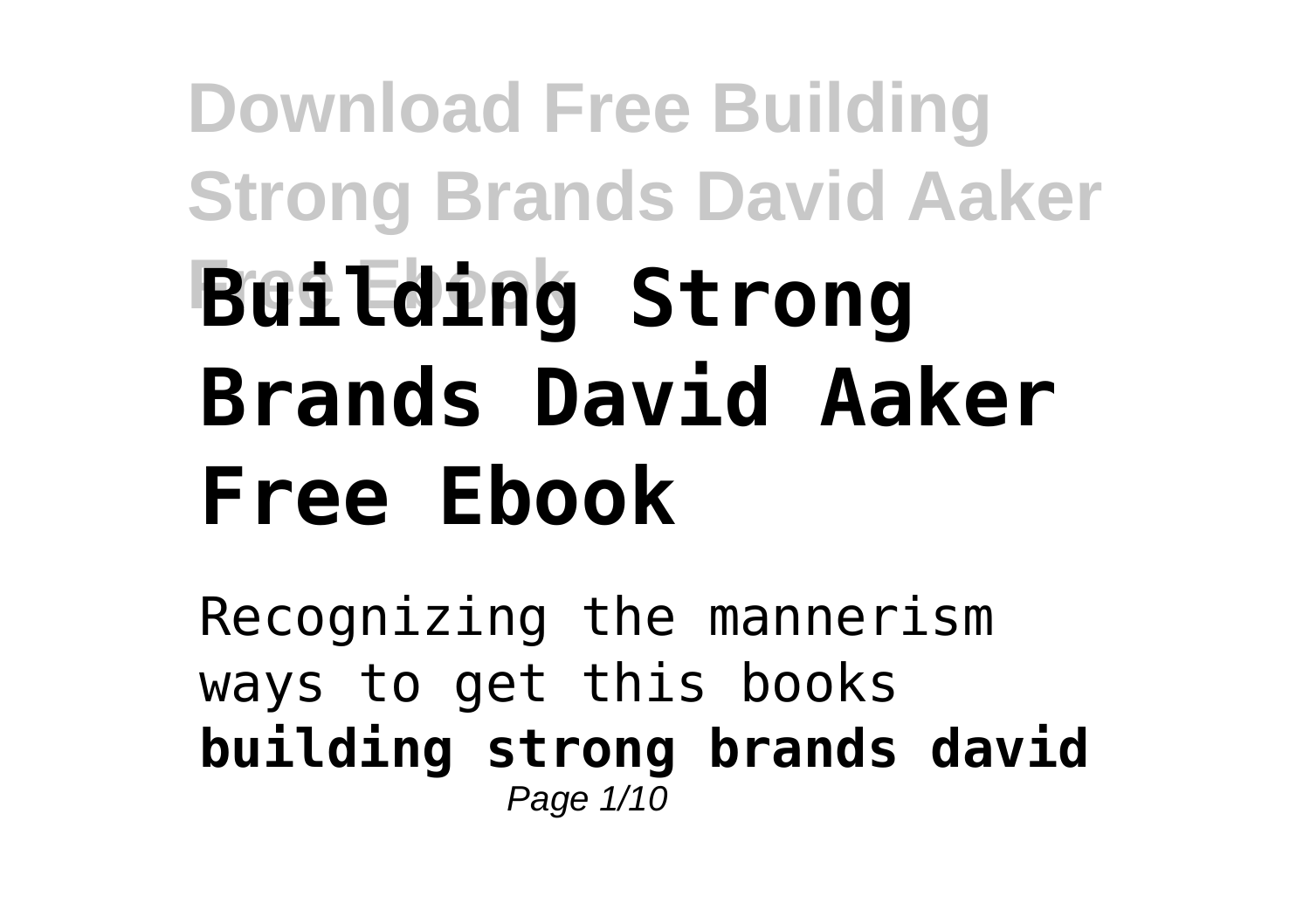# Building Strong Brands David Aaker Free Ebook

Recognizing the mannerism ways to get this books **building strong brands david**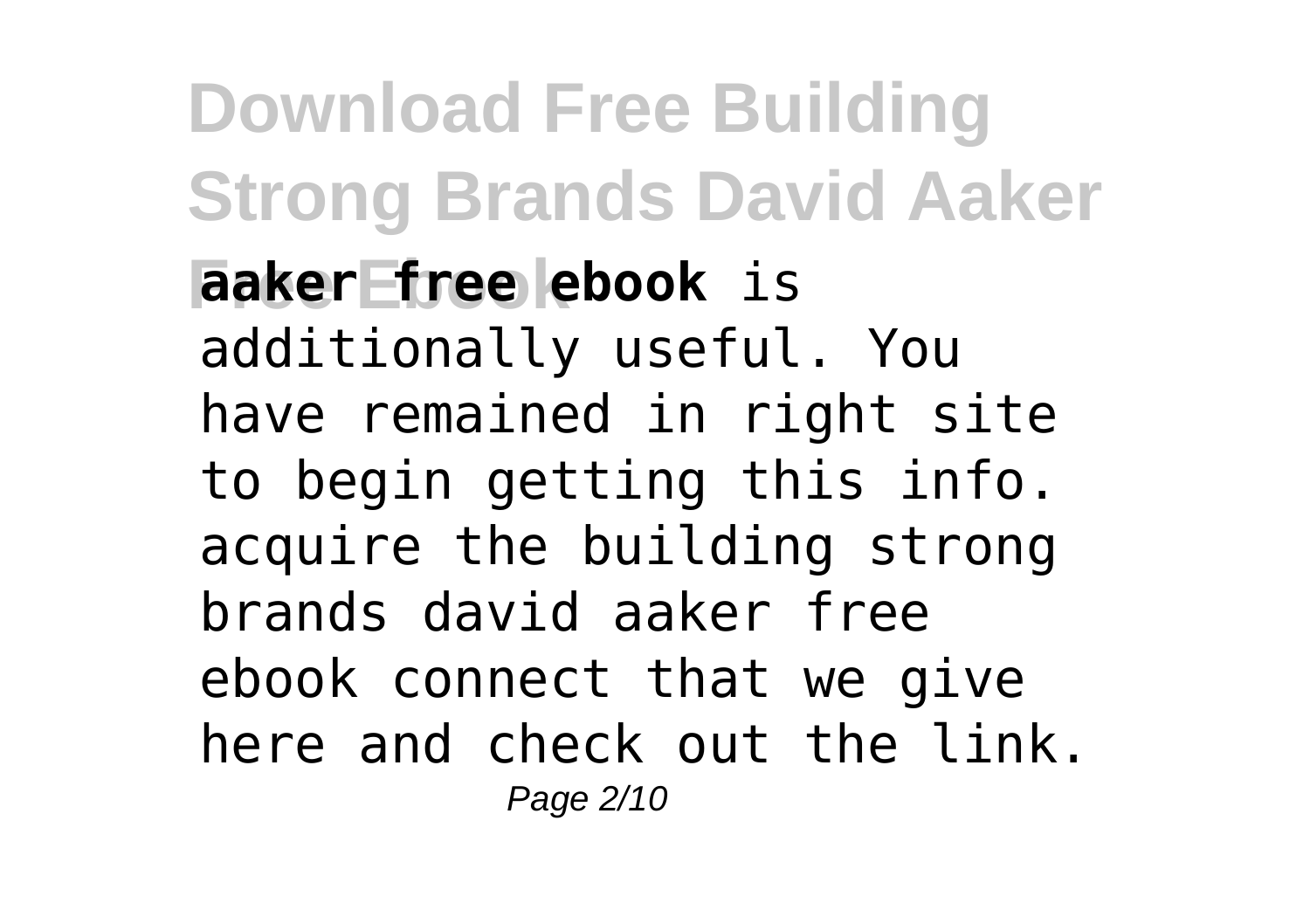**aaker free ebook** is additionally useful. You have remained in right site to begin getting this info. acquire the building strong brands david aaker free ebook connect that we give here and check out the link.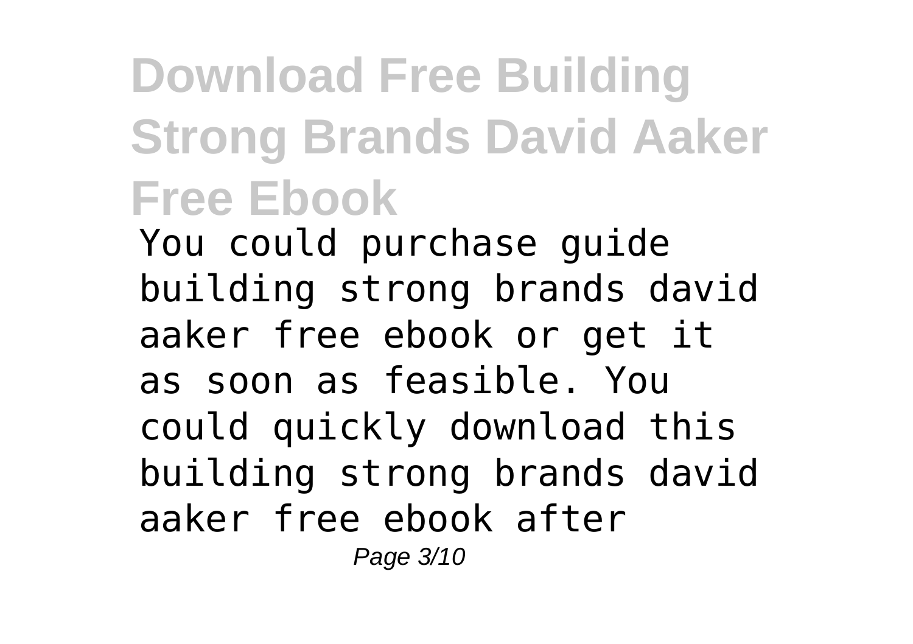# Download Free Building Strong Brands David Aaker Free Ebook

You could purchase guide building strong brands david aaker free ebook or get it as soon as feasible. You could quickly download this building strong brands david aaker free ebook after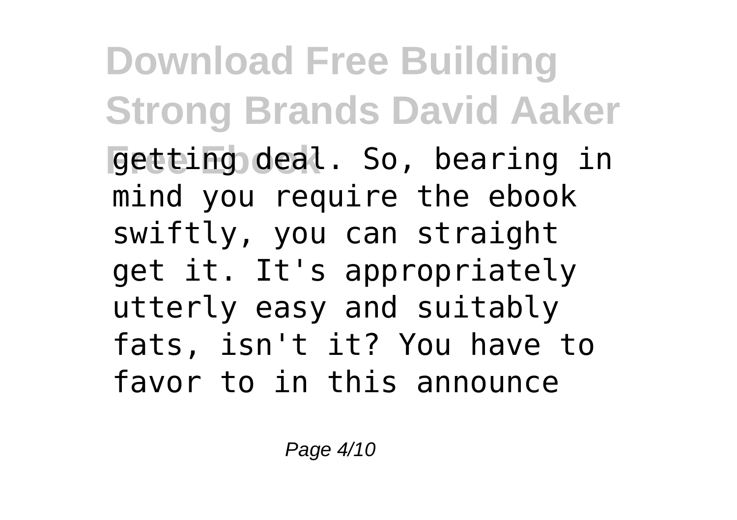getting deal. So, bearing in mind you require the ebook swiftly, you can straight get it. It's appropriately utterly easy and suitably fats, isn't it? You have to favor to in this announce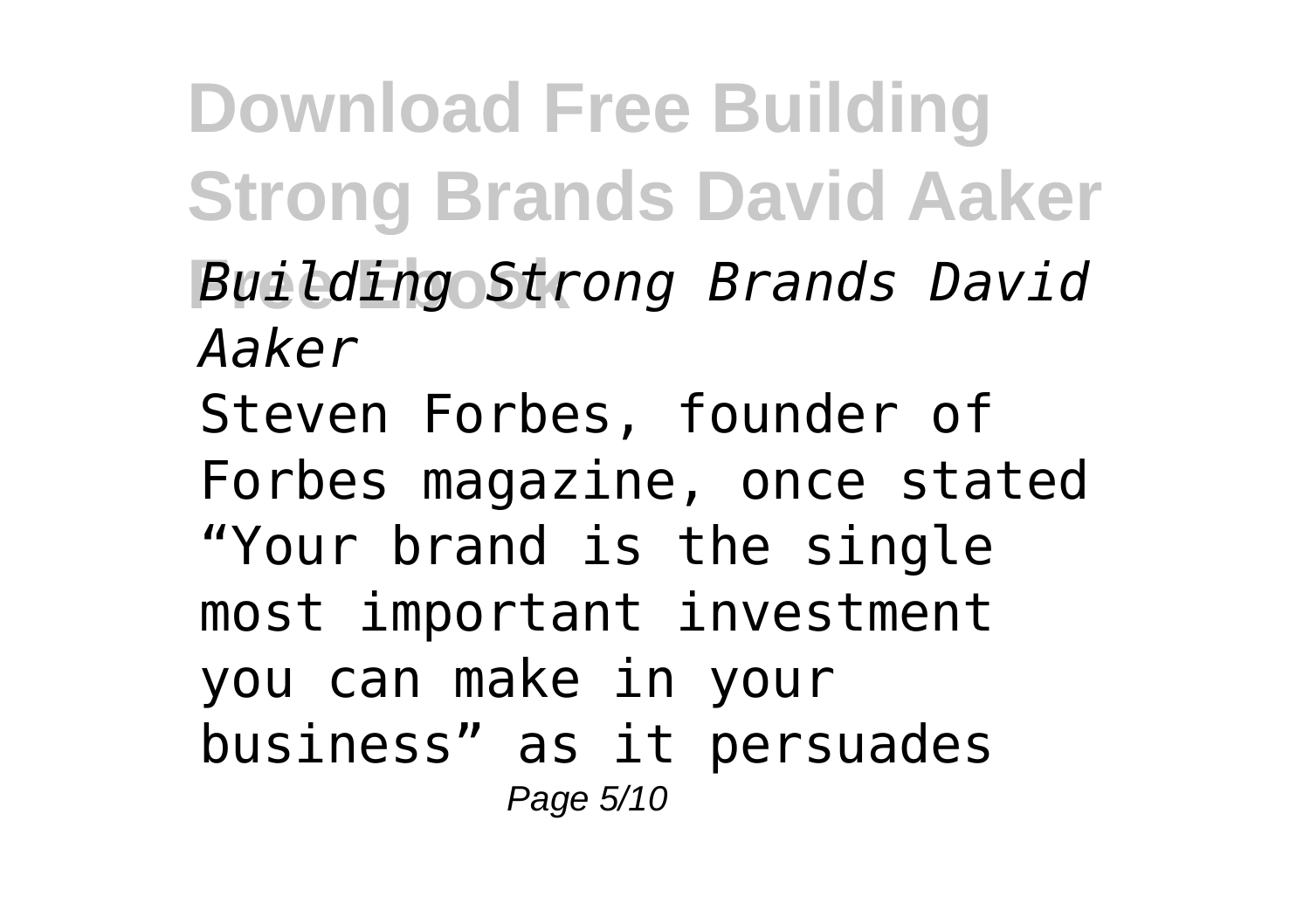*Building Strong Brands David Aaker*

Steven Forbes, founder of Forbes magazine, once stated "Your brand is the single most important investment you can make in your business" as it persuades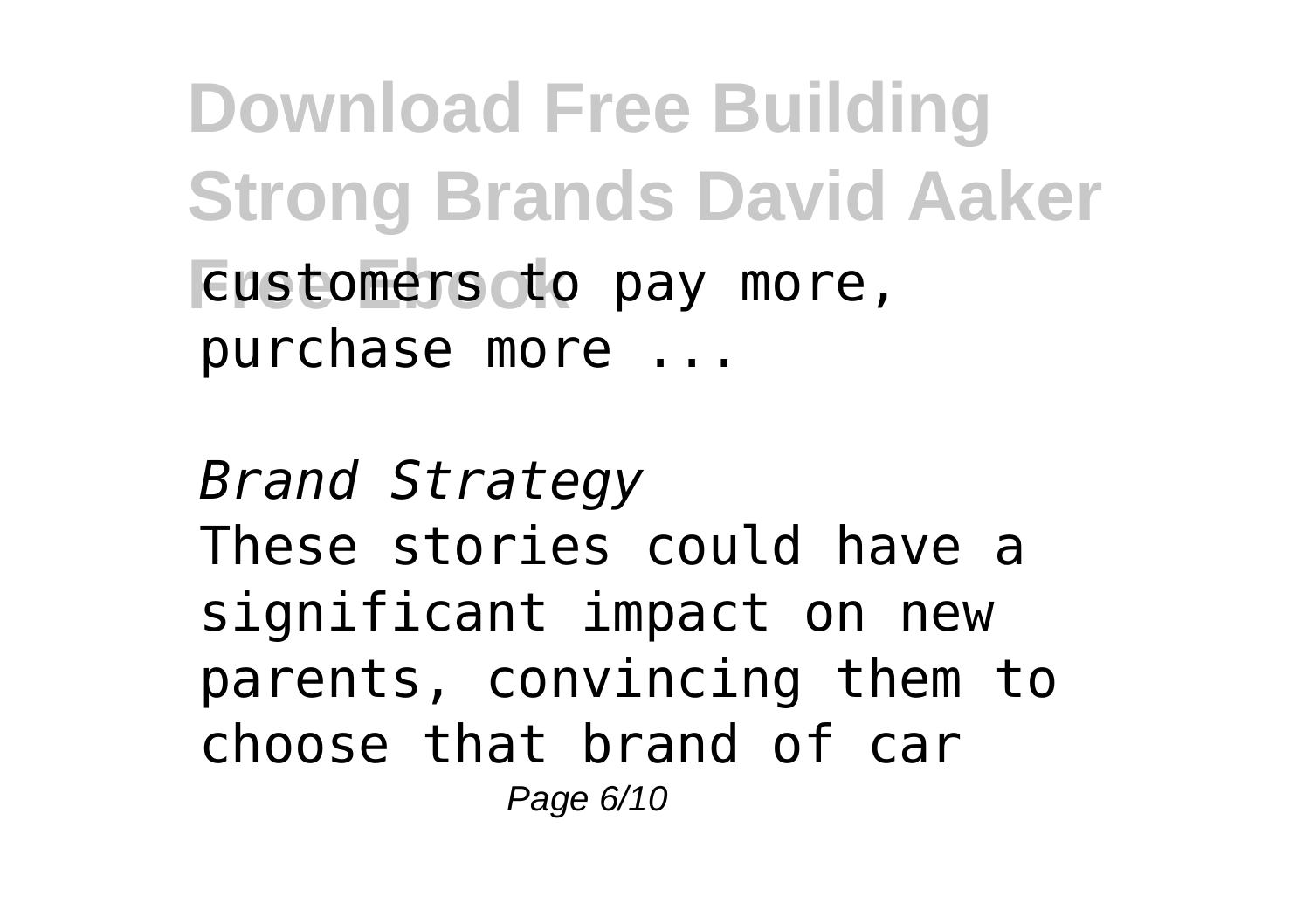customers to pay more, purchase more ...

*Brand Strategy*

These stories could have a significant impact on new parents, convincing them to choose that brand of car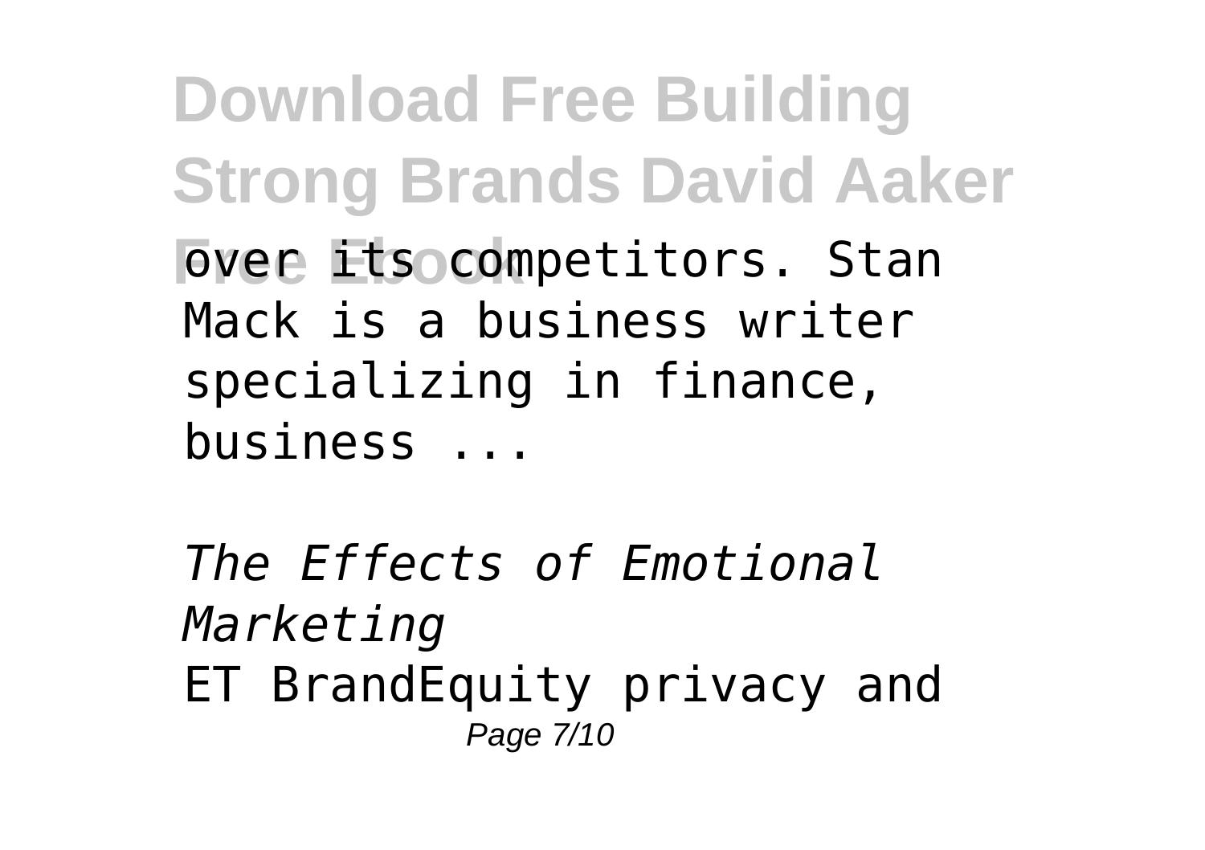over its competitors. Stan Mack is a business writer specializing in finance, business ...

*The Effects of Emotional Marketing*

ET BrandEquity privacy and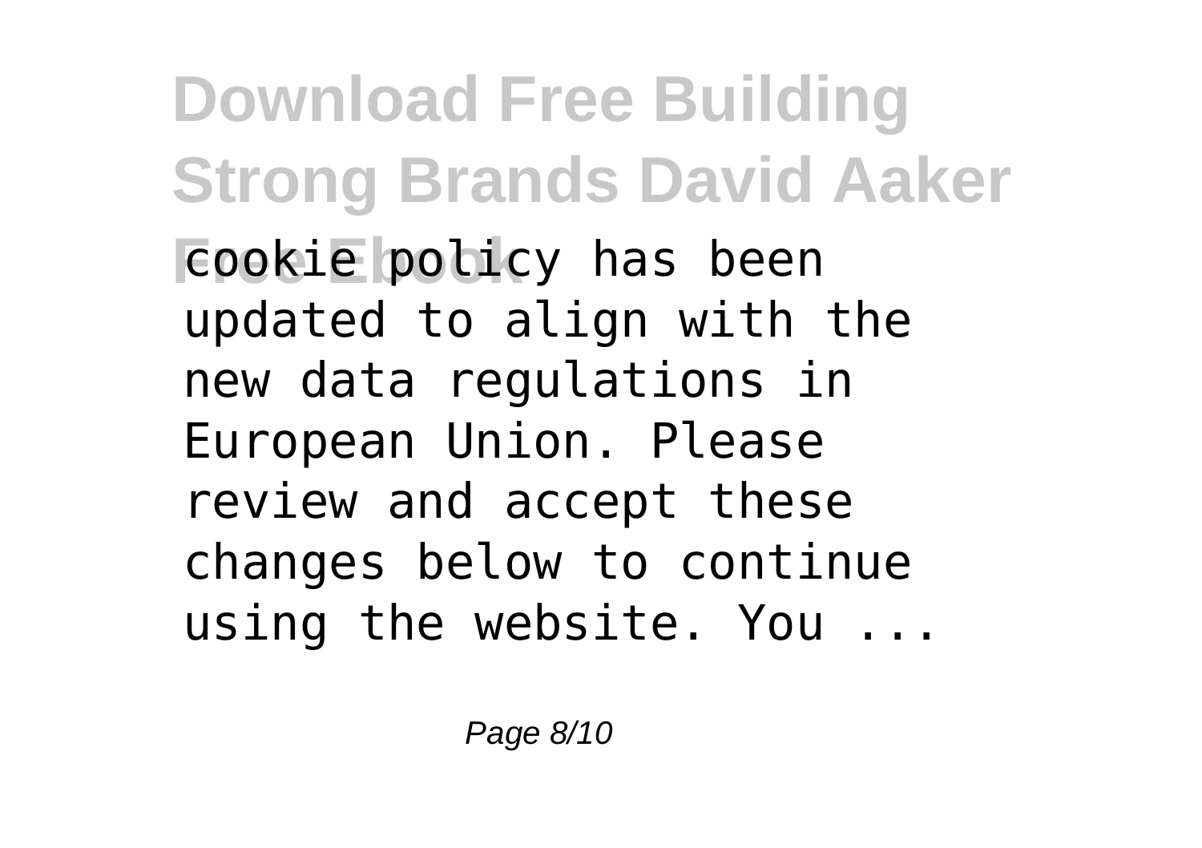cookie policy has been updated to align with the new data regulations in European Union. Please review and accept these changes below to continue using the website. You ...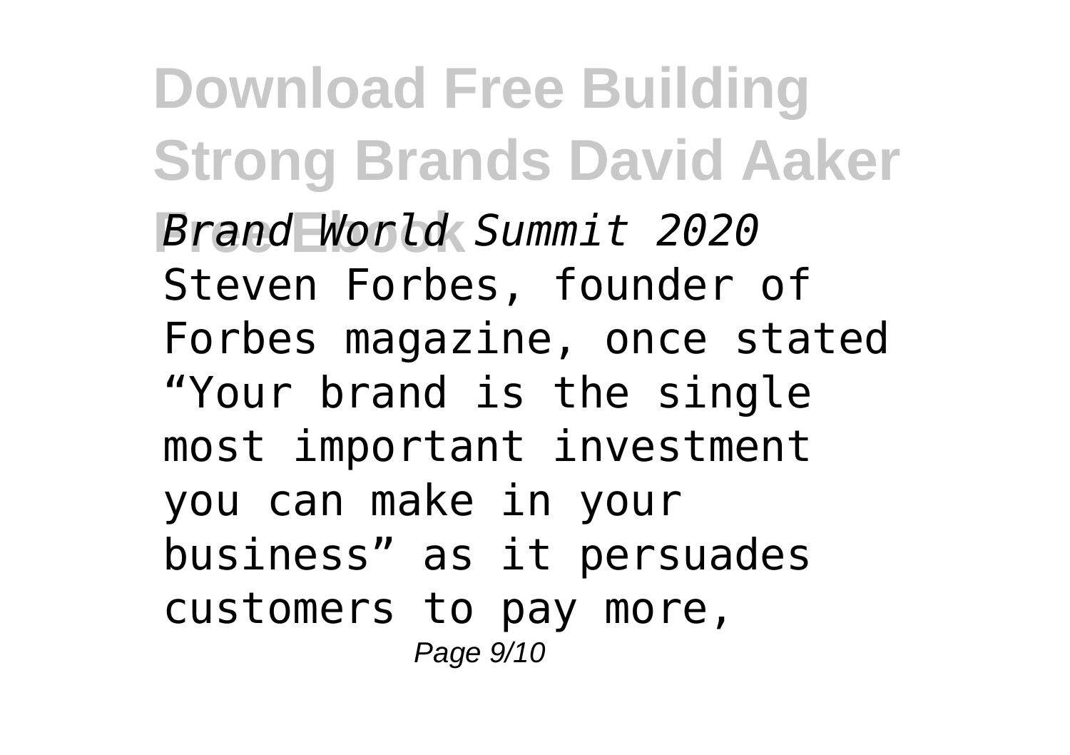*Brand World Summit 2020*

Steven Forbes, founder of Forbes magazine, once stated "Your brand is the single most important investment you can make in your business" as it persuades customers to pay more,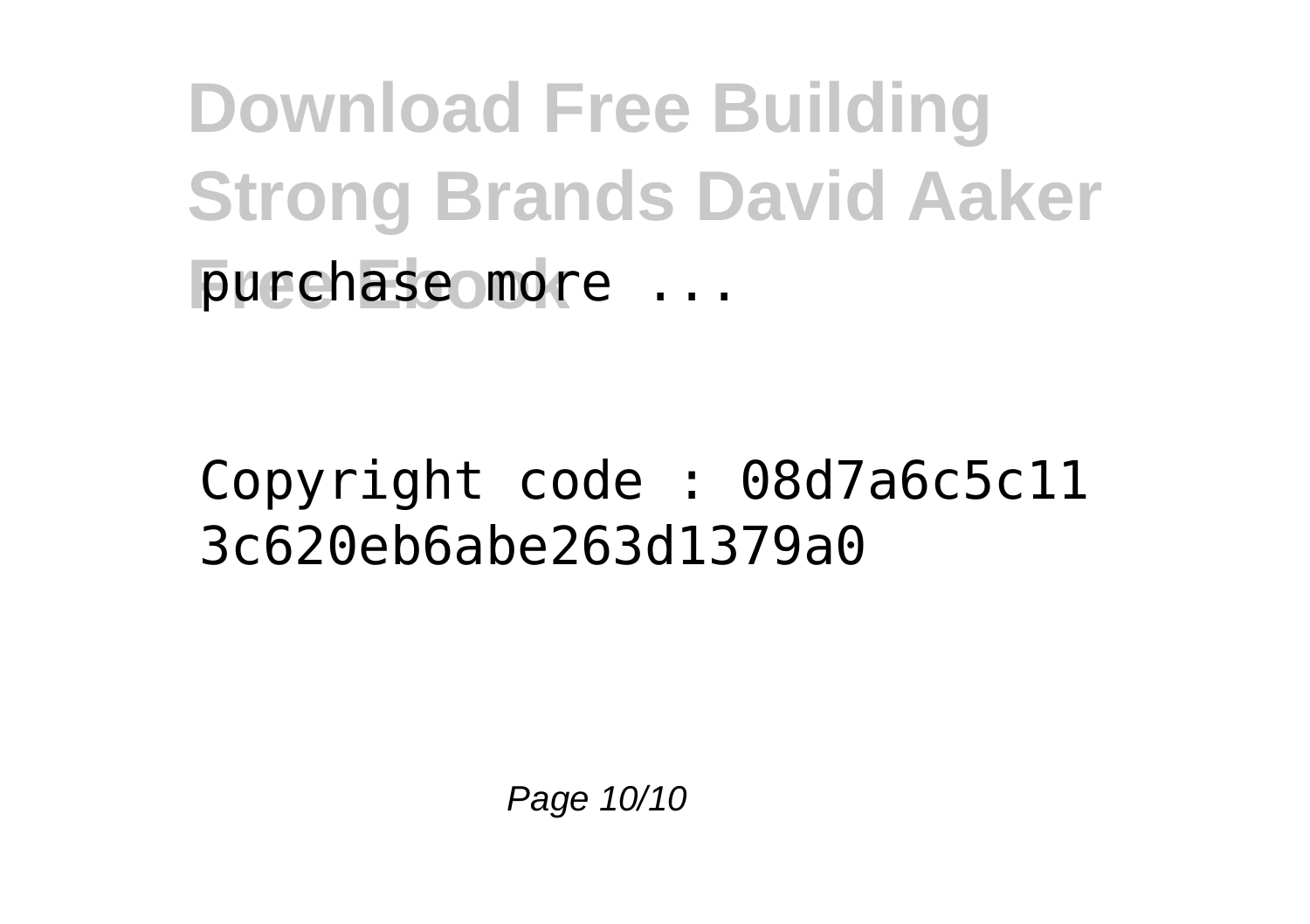purchase more ...

Copyright code : 08d7a6c5c11 3c620eb6abe263d1379a0